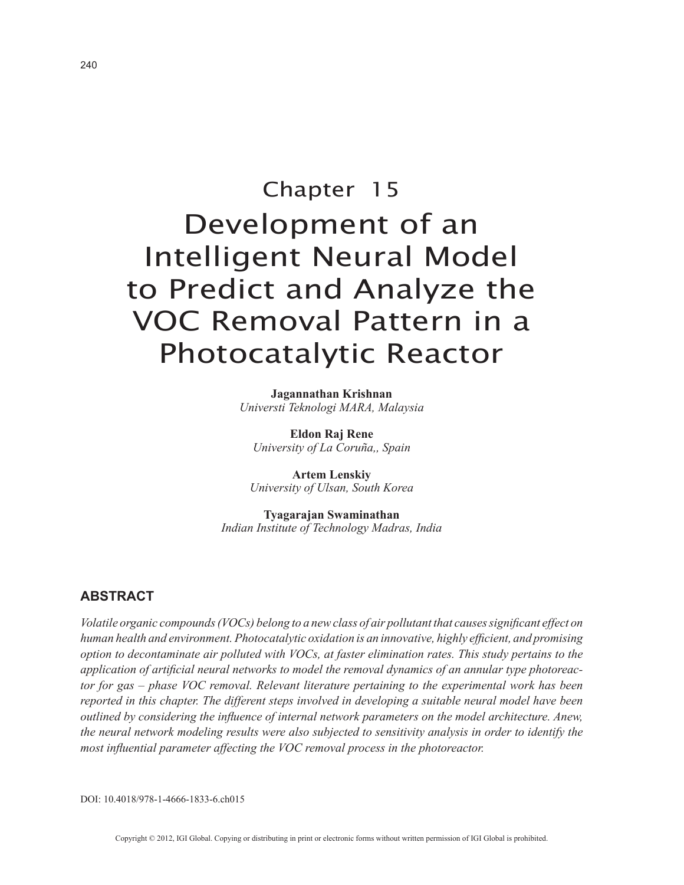# Chapter 15

# Development of an Intelligent Neural Model to Predict and Analyze the VOC Removal Pattern in a Photocatalytic Reactor

**Jagannathan Krishnan**
*Universti Teknologi MARA, Malaysia*

**Eldon Raj Rene**
*University of La Coruña,, Spain*

**Artem Lenskiy**
*University of Ulsan, South Korea*

**Tyagarajan Swaminathan**
*Indian Institute of Technology Madras, India*

## ABSTRACT

*Volatile organic compounds (VOCs) belong to a new class of air pollutant that causes significant effect on human health and environment. Photocatalytic oxidation is an innovative, highly efficient, and promising option to decontaminate air polluted with VOCs, at faster elimination rates. This study pertains to the application of artificial neural networks to model the removal dynamics of an annular type photoreactor for gas – phase VOC removal. Relevant literature pertaining to the experimental work has been reported in this chapter. The different steps involved in developing a suitable neural model have been outlined by considering the influence of internal network parameters on the model architecture. Anew, the neural network modeling results were also subjected to sensitivity analysis in order to identify the most influential parameter affecting the VOC removal process in the photoreactor.*

DOI: 10.4018/978-1-4666-1833-6.ch015

Copyright © 2012, IGI Global. Copying or distributing in print or electronic forms without written permission of IGI Global is prohibited.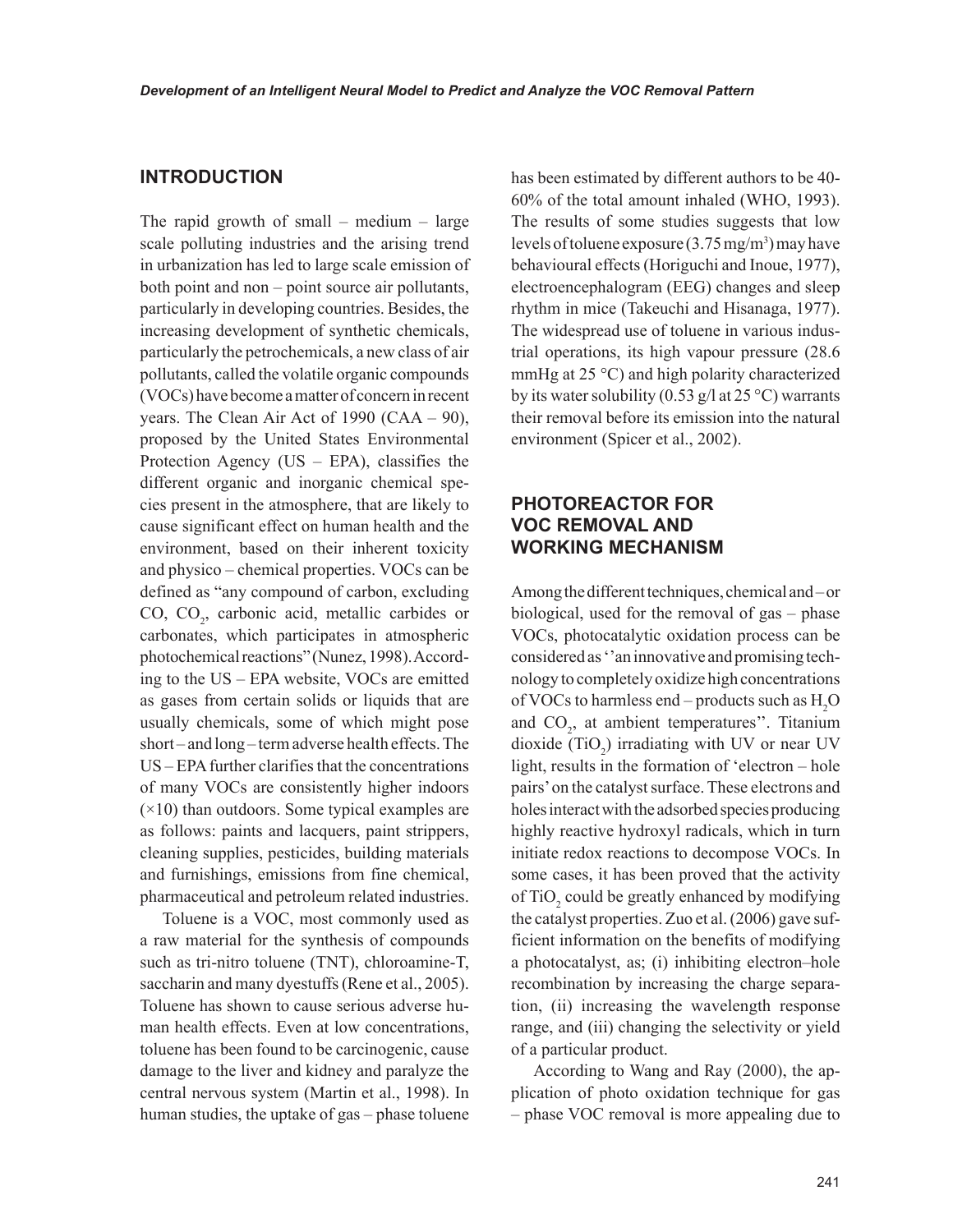## INTRODUCTION

The rapid growth of small – medium – large scale polluting industries and the arising trend in urbanization has led to large scale emission of both point and non – point source air pollutants, particularly in developing countries. Besides, the increasing development of synthetic chemicals, particularly the petrochemicals, a new class of air pollutants, called the volatile organic compounds (VOCs) have become a matter of concern in recent years. The Clean Air Act of 1990 (CAA – 90), proposed by the United States Environmental Protection Agency (US – EPA), classifies the different organic and inorganic chemical species present in the atmosphere, that are likely to cause significant effect on human health and the environment, based on their inherent toxicity and physico – chemical properties. VOCs can be defined as "any compound of carbon, excluding CO, $CO_2$, carbonic acid, metallic carbides or carbonates, which participates in atmospheric photochemical reactions" (Nunez, 1998). According to the US – EPA website, VOCs are emitted as gases from certain solids or liquids that are usually chemicals, some of which might pose short – and long – term adverse health effects. The US – EPA further clarifies that the concentrations of many VOCs are consistently higher indoors (×10) than outdoors. Some typical examples are as follows: paints and lacquers, paint strippers, cleaning supplies, pesticides, building materials and furnishings, emissions from fine chemical, pharmaceutical and petroleum related industries.

Toluene is a VOC, most commonly used as a raw material for the synthesis of compounds such as tri-nitro toluene (TNT), chloroamine-T, saccharin and many dyestuffs (Rene et al., 2005). Toluene has shown to cause serious adverse human health effects. Even at low concentrations, toluene has been found to be carcinogenic, cause damage to the liver and kidney and paralyze the central nervous system (Martin et al., 1998). In human studies, the uptake of gas – phase toluene has been estimated by different authors to be 40-60% of the total amount inhaled (WHO, 1993). The results of some studies suggests that low levels of toluene exposure (3.75 mg/m$^3$) may have behavioural effects (Horiguchi and Inoue, 1977), electroencephalogram (EEG) changes and sleep rhythm in mice (Takeuchi and Hisanaga, 1977). The widespread use of toluene in various industrial operations, its high vapour pressure (28.6 mmHg at 25 °C) and high polarity characterized by its water solubility (0.53 g/l at 25 °C) warrants their removal before its emission into the natural environment (Spicer et al., 2002).

## PHOTOREACTOR FOR VOC REMOVAL AND WORKING MECHANISM

Among the different techniques, chemical and – or biological, used for the removal of gas – phase VOCs, photocatalytic oxidation process can be considered as ''an innovative and promising technology to completely oxidize high concentrations of VOCs to harmless end – products such as $H_2O$ and $CO_2$, at ambient temperatures''. Titanium dioxide ($TiO_2$) irradiating with UV or near UV light, results in the formation of 'electron – hole pairs' on the catalyst surface. These electrons and holes interact with the adsorbed species producing highly reactive hydroxyl radicals, which in turn initiate redox reactions to decompose VOCs. In some cases, it has been proved that the activity of $TiO_2$ could be greatly enhanced by modifying the catalyst properties. Zuo et al. (2006) gave sufficient information on the benefits of modifying a photocatalyst, as; (i) inhibiting electron–hole recombination by increasing the charge separation, (ii) increasing the wavelength response range, and (iii) changing the selectivity or yield of a particular product.

According to Wang and Ray (2000), the application of photo oxidation technique for gas – phase VOC removal is more appealing due to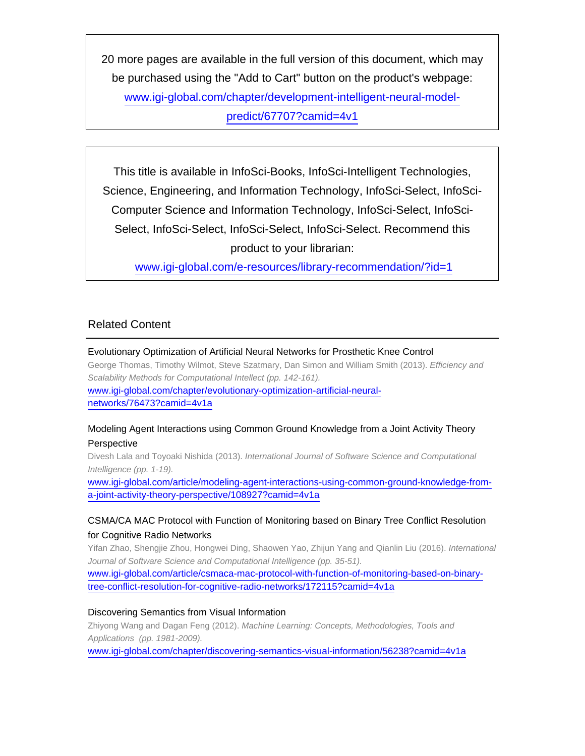20 more pages are available in the full version of this document, which may be purchased using the "Add to Cart" button on the product's webpage: www.igi-global.com/chapter/development-intelligent-neural-model-predict/67707?camid=4v1

This title is available in InfoSci-Books, InfoSci-Intelligent Technologies, Science, Engineering, and Information Technology, InfoSci-Select, InfoSci-Computer Science and Information Technology, InfoSci-Select, InfoSci-Select, InfoSci-Select, InfoSci-Select, InfoSci-Select. Recommend this product to your librarian: www.igi-global.com/e-resources/library-recommendation/?id=1

## Related Content

**Evolutionary Optimization of Artificial Neural Networks for Prosthetic Knee Control**
George Thomas, Timothy Wilmot, Steve Szatmary, Dan Simon and William Smith (2013). *Efficiency and Scalability Methods for Computational Intellect (pp. 142-161).*
www.igi-global.com/chapter/evolutionary-optimization-artificial-neural-networks/76473?camid=4v1a

**Modeling Agent Interactions using Common Ground Knowledge from a Joint Activity Theory Perspective**
Divesh Lala and Toyoaki Nishida (2013). *International Journal of Software Science and Computational Intelligence (pp. 1-19).*
www.igi-global.com/article/modeling-agent-interactions-using-common-ground-knowledge-from-a-joint-activity-theory-perspective/108927?camid=4v1a

**CSMA/CA MAC Protocol with Function of Monitoring based on Binary Tree Conflict Resolution for Cognitive Radio Networks**
Yifan Zhao, Shengjie Zhou, Hongwei Ding, Shaowen Yao, Zhijun Yang and Qianlin Liu (2016). *International Journal of Software Science and Computational Intelligence (pp. 35-51).*
www.igi-global.com/article/csmaca-mac-protocol-with-function-of-monitoring-based-on-binary-tree-conflict-resolution-for-cognitive-radio-networks/172115?camid=4v1a

**Discovering Semantics from Visual Information**
Zhiyong Wang and Dagan Feng (2012). *Machine Learning: Concepts, Methodologies, Tools and Applications (pp. 1981-2009).*
www.igi-global.com/chapter/discovering-semantics-visual-information/56238?camid=4v1a